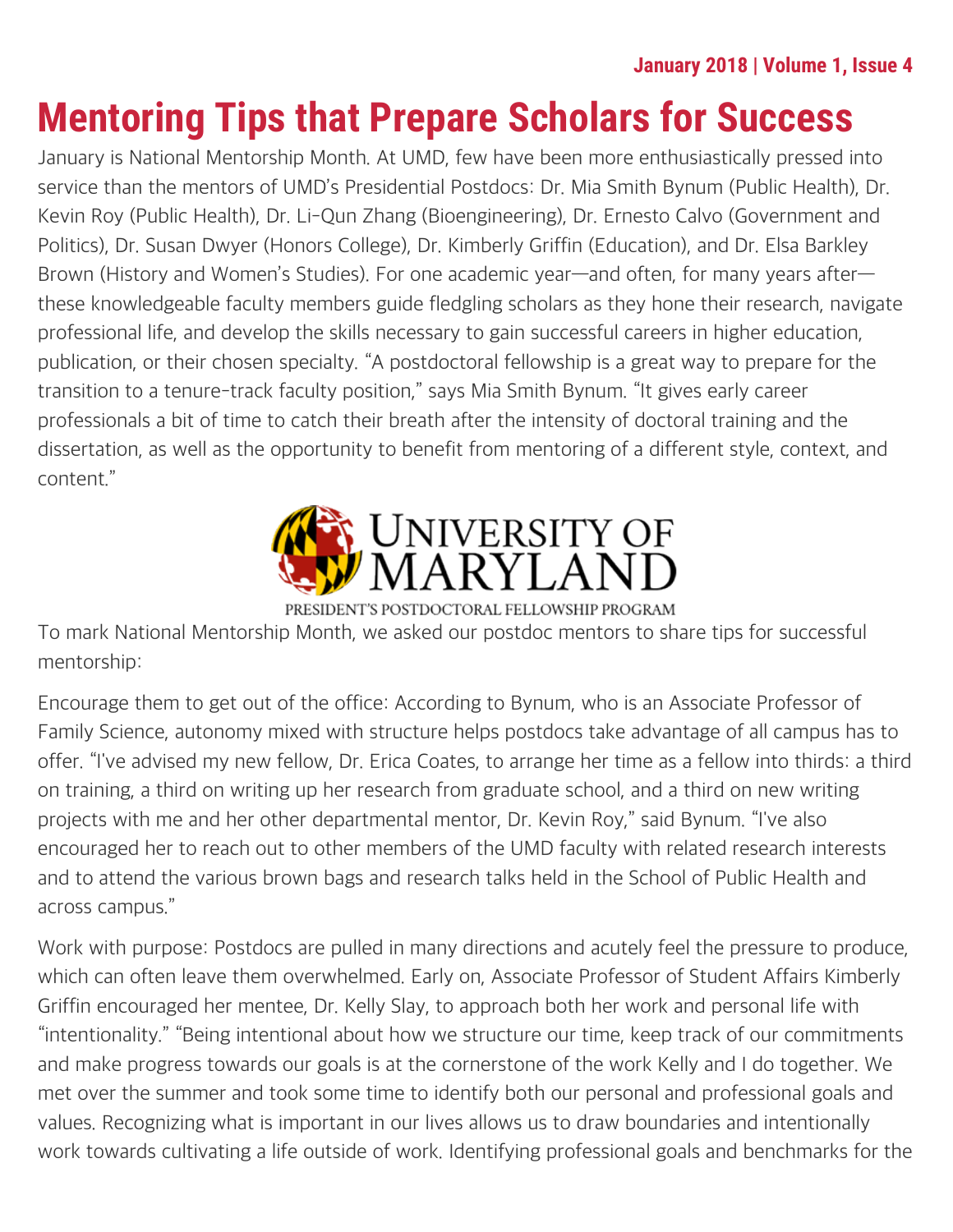# Mentoring Tips that Prepare Scholars for Success

January is National Mentorship Month. At UMD, few have been more enthusiastically pressed into service than the mentors of UMD's Presidential Postdocs: Dr. Mia Smith Bynum (Public Health), Dr. Kevin Roy (Public Health), Dr. Li-Qun Zhang (Bioengineering), Dr. Ernesto Calvo (Government and Politics), Dr. Susan Dwyer (Honors College), Dr. Kimberly Griffin (Education), and Dr. Elsa Barkley Brown (History and Women's Studies). For one academic year—and often, for many years after—these knowledgeable faculty members guide fledgling scholars as they hone their research, navigate professional life, and develop the skills necessary to gain successful careers in higher education, publication, or their chosen specialty. "A postdoctoral fellowship is a great way to prepare for the transition to a tenure-track faculty position," says Mia Smith Bynum. "It gives early career professionals a bit of time to catch their breath after the intensity of doctoral training and the dissertation, as well as the opportunity to benefit from mentoring of a different style, context, and content."

UNIVERSITY OF MARYLAND
PRESIDENT'S POSTDOCTORAL FELLOWSHIP PROGRAM

To mark National Mentorship Month, we asked our postdoc mentors to share tips for successful mentorship:

Encourage them to get out of the office: According to Bynum, who is an Associate Professor of Family Science, autonomy mixed with structure helps postdocs take advantage of all campus has to offer. "I've advised my new fellow, Dr. Erica Coates, to arrange her time as a fellow into thirds: a third on training, a third on writing up her research from graduate school, and a third on new writing projects with me and her other departmental mentor, Dr. Kevin Roy," said Bynum. "I've also encouraged her to reach out to other members of the UMD faculty with related research interests and to attend the various brown bags and research talks held in the School of Public Health and across campus."

Work with purpose: Postdocs are pulled in many directions and acutely feel the pressure to produce, which can often leave them overwhelmed. Early on, Associate Professor of Student Affairs Kimberly Griffin encouraged her mentee, Dr. Kelly Slay, to approach both her work and personal life with "intentionality." "Being intentional about how we structure our time, keep track of our commitments and make progress towards our goals is at the cornerstone of the work Kelly and I do together. We met over the summer and took some time to identify both our personal and professional goals and values. Recognizing what is important in our lives allows us to draw boundaries and intentionally work towards cultivating a life outside of work. Identifying professional goals and benchmarks for the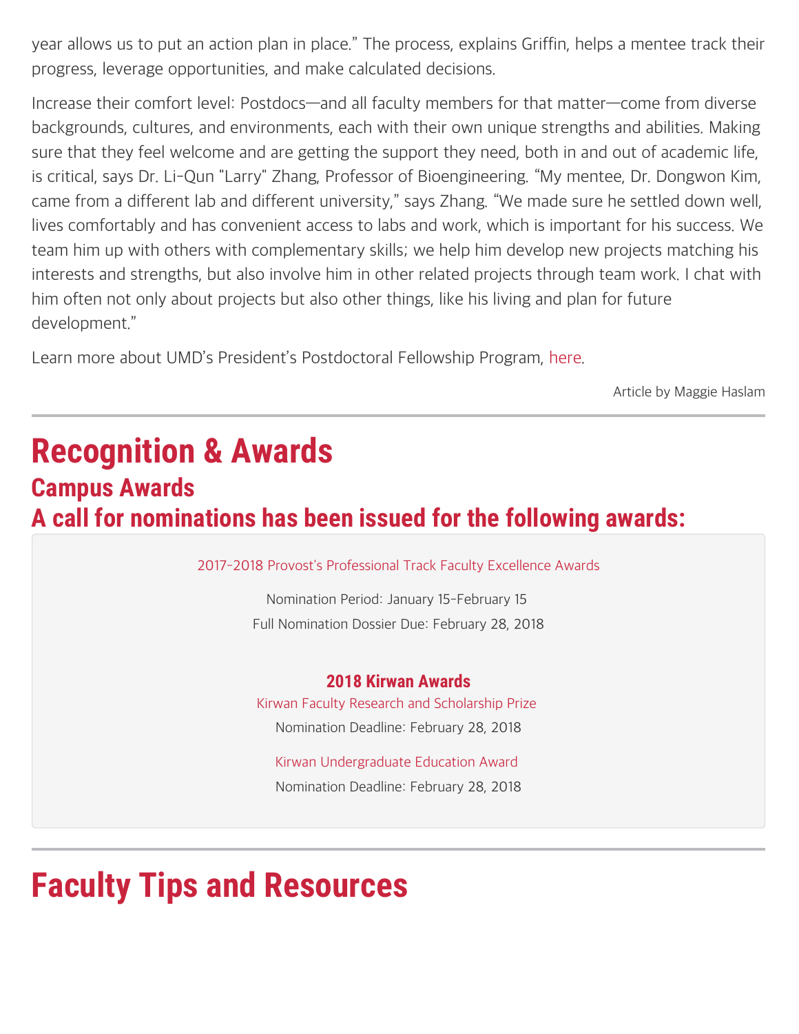year allows us to put an action plan in place." The process, explains Griffin, helps a mentee track their progress, leverage opportunities, and make calculated decisions.

Increase their comfort level: Postdocs—and all faculty members for that matter—come from diverse backgrounds, cultures, and environments, each with their own unique strengths and abilities. Making sure that they feel welcome and are getting the support they need, both in and out of academic life, is critical, says Dr. Li-Qun "Larry" Zhang, Professor of Bioengineering. "My mentee, Dr. Dongwon Kim, came from a different lab and different university," says Zhang. "We made sure he settled down well, lives comfortably and has convenient access to labs and work, which is important for his success. We team him up with others with complementary skills; we help him develop new projects matching his interests and strengths, but also involve him in other related projects through team work. I chat with him often not only about projects but also other things, like his living and plan for future development."

Learn more about UMD's President's Postdoctoral Fellowship Program, here.

Article by Maggie Haslam

---

# Recognition & Awards

## Campus Awards

## A call for nominations has been issued for the following awards:

2017-2018 Provost's Professional Track Faculty Excellence Awards

Nomination Period: January 15-February 15

Full Nomination Dossier Due: February 28, 2018

### 2018 Kirwan Awards

Kirwan Faculty Research and Scholarship Prize

Nomination Deadline: February 28, 2018

Kirwan Undergraduate Education Award

Nomination Deadline: February 28, 2018

---

# Faculty Tips and Resources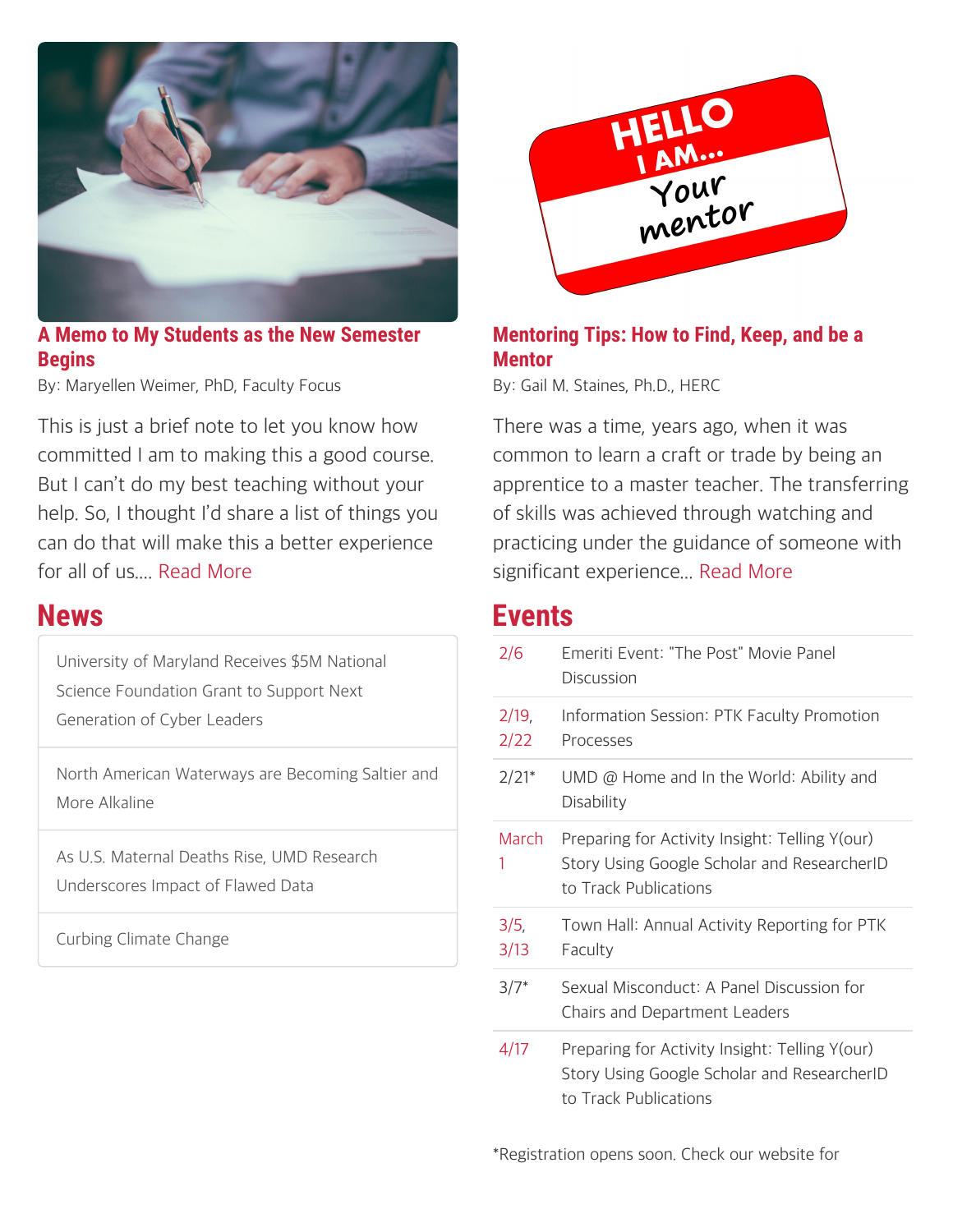## A Memo to My Students as the New Semester Begins

By: Maryellen Weimer, PhD, Faculty Focus

This is just a brief note to let you know how committed I am to making this a good course. But I can't do my best teaching without your help. So, I thought I'd share a list of things you can do that will make this a better experience for all of us.... Read More

## Mentoring Tips: How to Find, Keep, and be a Mentor

By: Gail M. Staines, Ph.D., HERC

There was a time, years ago, when it was common to learn a craft or trade by being an apprentice to a master teacher. The transferring of skills was achieved through watching and practicing under the guidance of someone with significant experience... Read More

## News

- University of Maryland Receives $5M National Science Foundation Grant to Support Next Generation of Cyber Leaders
- North American Waterways are Becoming Saltier and More Alkaline
- As U.S. Maternal Deaths Rise, UMD Research Underscores Impact of Flawed Data
- Curbing Climate Change

## Events

| Date | Event |
|---|---|
| 2/6 | Emeriti Event: "The Post" Movie Panel Discussion |
| 2/19, 2/22 | Information Session: PTK Faculty Promotion Processes |
| 2/21* | UMD @ Home and In the World: Ability and Disability |
| March 1 | Preparing for Activity Insight: Telling Y(our) Story Using Google Scholar and ResearcherID to Track Publications |
| 3/5, 3/13 | Town Hall: Annual Activity Reporting for PTK Faculty |
| 3/7* | Sexual Misconduct: A Panel Discussion for Chairs and Department Leaders |
| 4/17 | Preparing for Activity Insight: Telling Y(our) Story Using Google Scholar and ResearcherID to Track Publications |

*Registration opens soon. Check our website for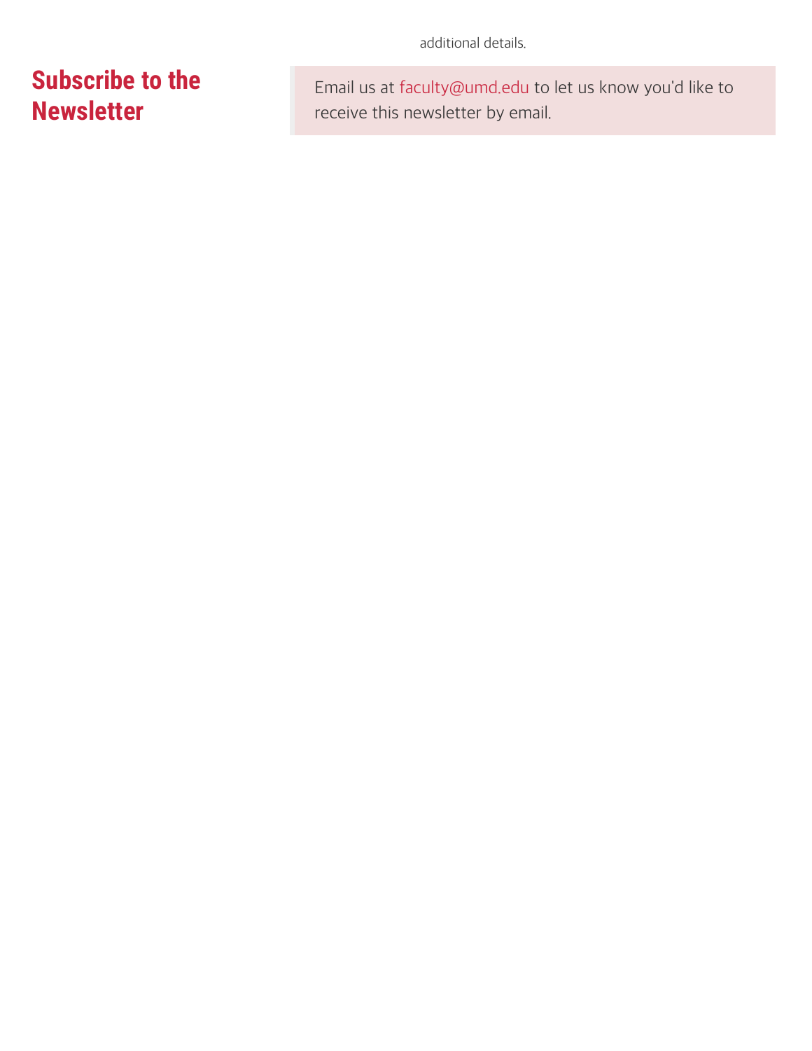additional details.

## Subscribe to the Newsletter

Email us at faculty@umd.edu to let us know you'd like to receive this newsletter by email.